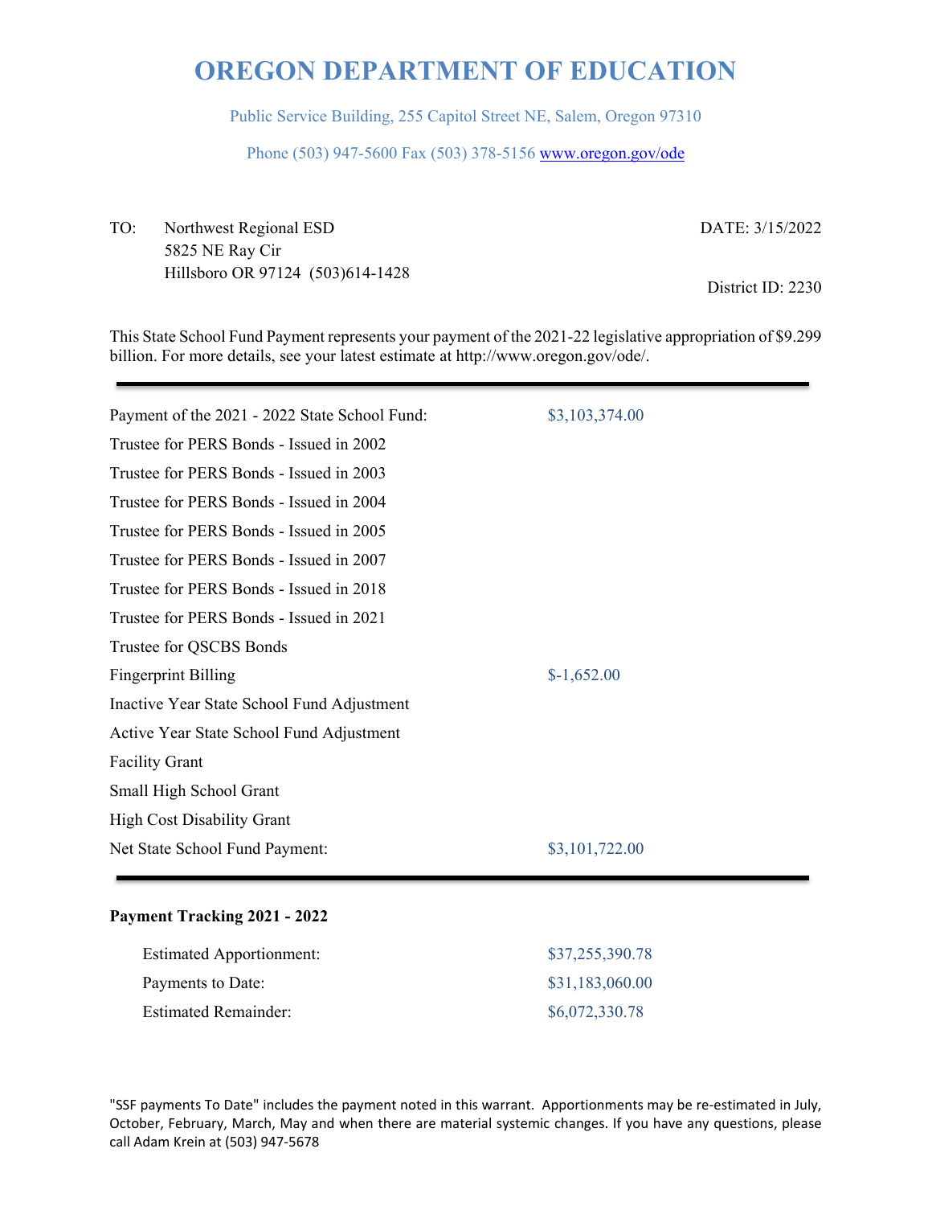# OREGON DEPARTMENT OF EDUCATION

Public Service Building, 255 Capitol Street NE, Salem, Oregon 97310

Phone (503) 947-5600 Fax (503) 378-5156 www.oregon.gov/ode

TO: Northwest Regional ESD
5825 NE Ray Cir
Hillsboro OR 97124 (503)614-1428

DATE: 3/15/2022

District ID: 2230

This State School Fund Payment represents your payment of the 2021-22 legislative appropriation of $9.299 billion. For more details, see your latest estimate at http://www.oregon.gov/ode/.

| | |
|---|---|
| Payment of the 2021 - 2022 State School Fund: | $3,103,374.00 |
| Trustee for PERS Bonds - Issued in 2002 | |
| Trustee for PERS Bonds - Issued in 2003 | |
| Trustee for PERS Bonds - Issued in 2004 | |
| Trustee for PERS Bonds - Issued in 2005 | |
| Trustee for PERS Bonds - Issued in 2007 | |
| Trustee for PERS Bonds - Issued in 2018 | |
| Trustee for PERS Bonds - Issued in 2021 | |
| Trustee for QSCBS Bonds | |
| Fingerprint Billing | $-1,652.00 |
| Inactive Year State School Fund Adjustment | |
| Active Year State School Fund Adjustment | |
| Facility Grant | |
| Small High School Grant | |
| High Cost Disability Grant | |
| Net State School Fund Payment: | $3,101,722.00 |

**Payment Tracking 2021 - 2022**

| | |
|---|---|
| Estimated Apportionment: | $37,255,390.78 |
| Payments to Date: | $31,183,060.00 |
| Estimated Remainder: | $6,072,330.78 |

"SSF payments To Date" includes the payment noted in this warrant. Apportionments may be re-estimated in July, October, February, March, May and when there are material systemic changes. If you have any questions, please call Adam Krein at (503) 947-5678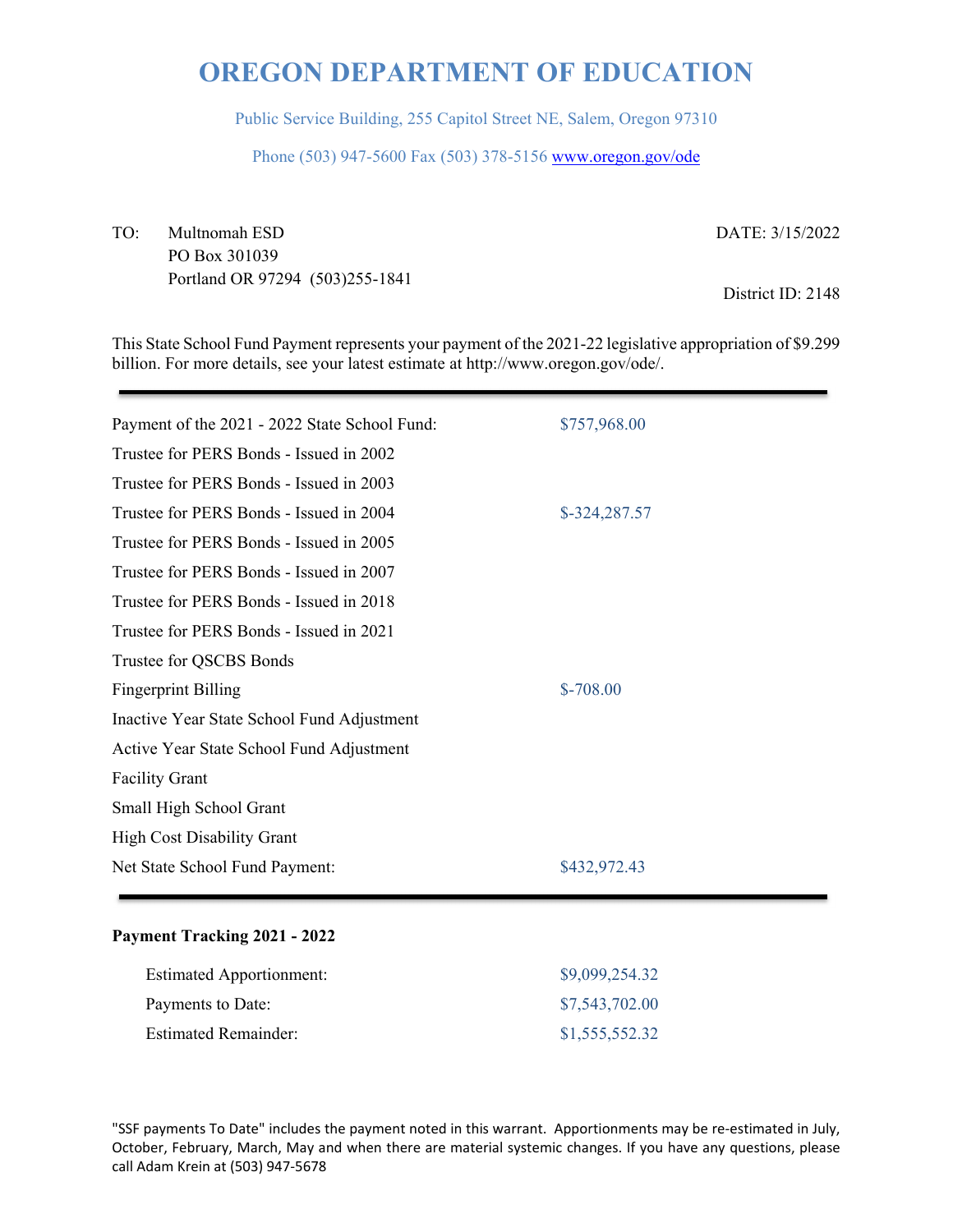# OREGON DEPARTMENT OF EDUCATION

Public Service Building, 255 Capitol Street NE, Salem, Oregon 97310

Phone (503) 947-5600 Fax (503) 378-5156 www.oregon.gov/ode

TO: Multnomah ESD
PO Box 301039
Portland OR 97294 (503)255-1841

DATE: 3/15/2022

District ID: 2148

This State School Fund Payment represents your payment of the 2021-22 legislative appropriation of $9.299 billion. For more details, see your latest estimate at http://www.oregon.gov/ode/.

---

| | |
|---|---|
| Payment of the 2021 - 2022 State School Fund: | $757,968.00 |
| Trustee for PERS Bonds - Issued in 2002 | |
| Trustee for PERS Bonds - Issued in 2003 | |
| Trustee for PERS Bonds - Issued in 2004 | $-324,287.57 |
| Trustee for PERS Bonds - Issued in 2005 | |
| Trustee for PERS Bonds - Issued in 2007 | |
| Trustee for PERS Bonds - Issued in 2018 | |
| Trustee for PERS Bonds - Issued in 2021 | |
| Trustee for QSCBS Bonds | |
| Fingerprint Billing | $-708.00 |
| Inactive Year State School Fund Adjustment | |
| Active Year State School Fund Adjustment | |
| Facility Grant | |
| Small High School Grant | |
| High Cost Disability Grant | |
| Net State School Fund Payment: | $432,972.43 |

---

**Payment Tracking 2021 - 2022**

| | |
|---|---|
| Estimated Apportionment: | $9,099,254.32 |
| Payments to Date: | $7,543,702.00 |
| Estimated Remainder: | $1,555,552.32 |

"SSF payments To Date" includes the payment noted in this warrant. Apportionments may be re-estimated in July, October, February, March, May and when there are material systemic changes. If you have any questions, please call Adam Krein at (503) 947-5678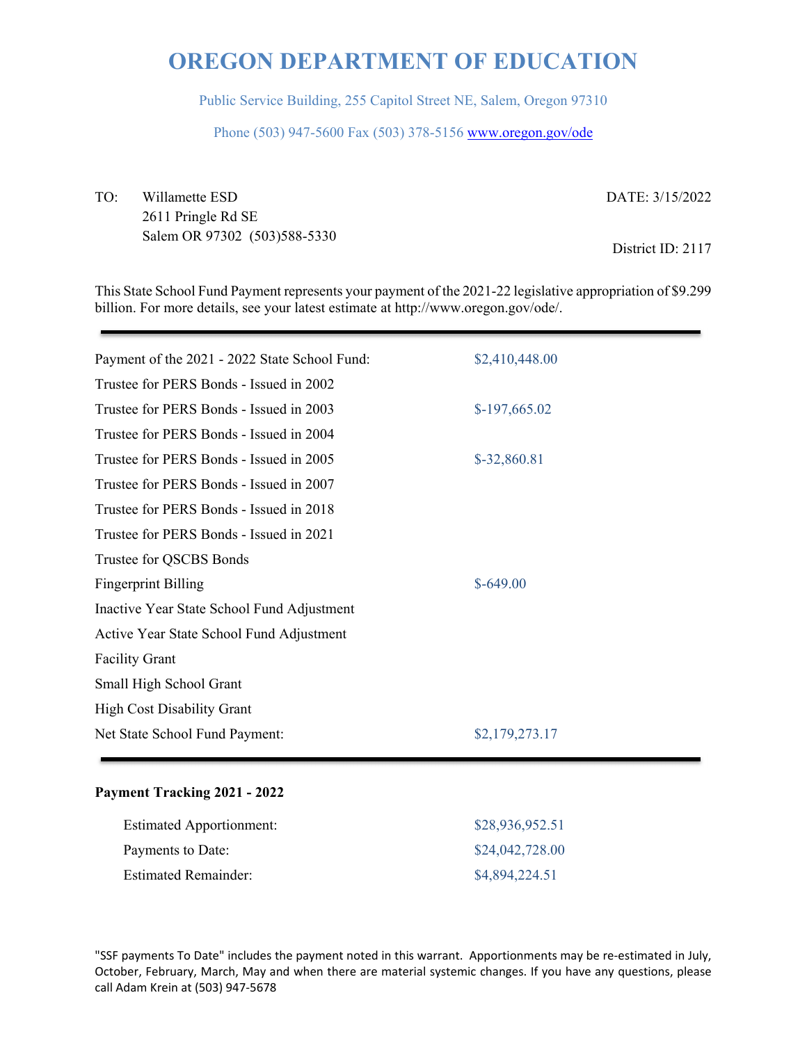# OREGON DEPARTMENT OF EDUCATION

Public Service Building, 255 Capitol Street NE, Salem, Oregon 97310

Phone (503) 947-5600 Fax (503) 378-5156 www.oregon.gov/ode

TO: Willamette ESD
2611 Pringle Rd SE
Salem OR 97302 (503)588-5330

DATE: 3/15/2022

District ID: 2117

This State School Fund Payment represents your payment of the 2021-22 legislative appropriation of $9.299 billion. For more details, see your latest estimate at http://www.oregon.gov/ode/.

| | |
|---|---|
| Payment of the 2021 - 2022 State School Fund: | $2,410,448.00 |
| Trustee for PERS Bonds - Issued in 2002 | |
| Trustee for PERS Bonds - Issued in 2003 | $-197,665.02 |
| Trustee for PERS Bonds - Issued in 2004 | |
| Trustee for PERS Bonds - Issued in 2005 | $-32,860.81 |
| Trustee for PERS Bonds - Issued in 2007 | |
| Trustee for PERS Bonds - Issued in 2018 | |
| Trustee for PERS Bonds - Issued in 2021 | |
| Trustee for QSCBS Bonds | |
| Fingerprint Billing | $-649.00 |
| Inactive Year State School Fund Adjustment | |
| Active Year State School Fund Adjustment | |
| Facility Grant | |
| Small High School Grant | |
| High Cost Disability Grant | |
| Net State School Fund Payment: | $2,179,273.17 |

**Payment Tracking 2021 - 2022**

| | |
|---|---|
| Estimated Apportionment: | $28,936,952.51 |
| Payments to Date: | $24,042,728.00 |
| Estimated Remainder: | $4,894,224.51 |

"SSF payments To Date" includes the payment noted in this warrant. Apportionments may be re-estimated in July, October, February, March, May and when there are material systemic changes. If you have any questions, please call Adam Krein at (503) 947-5678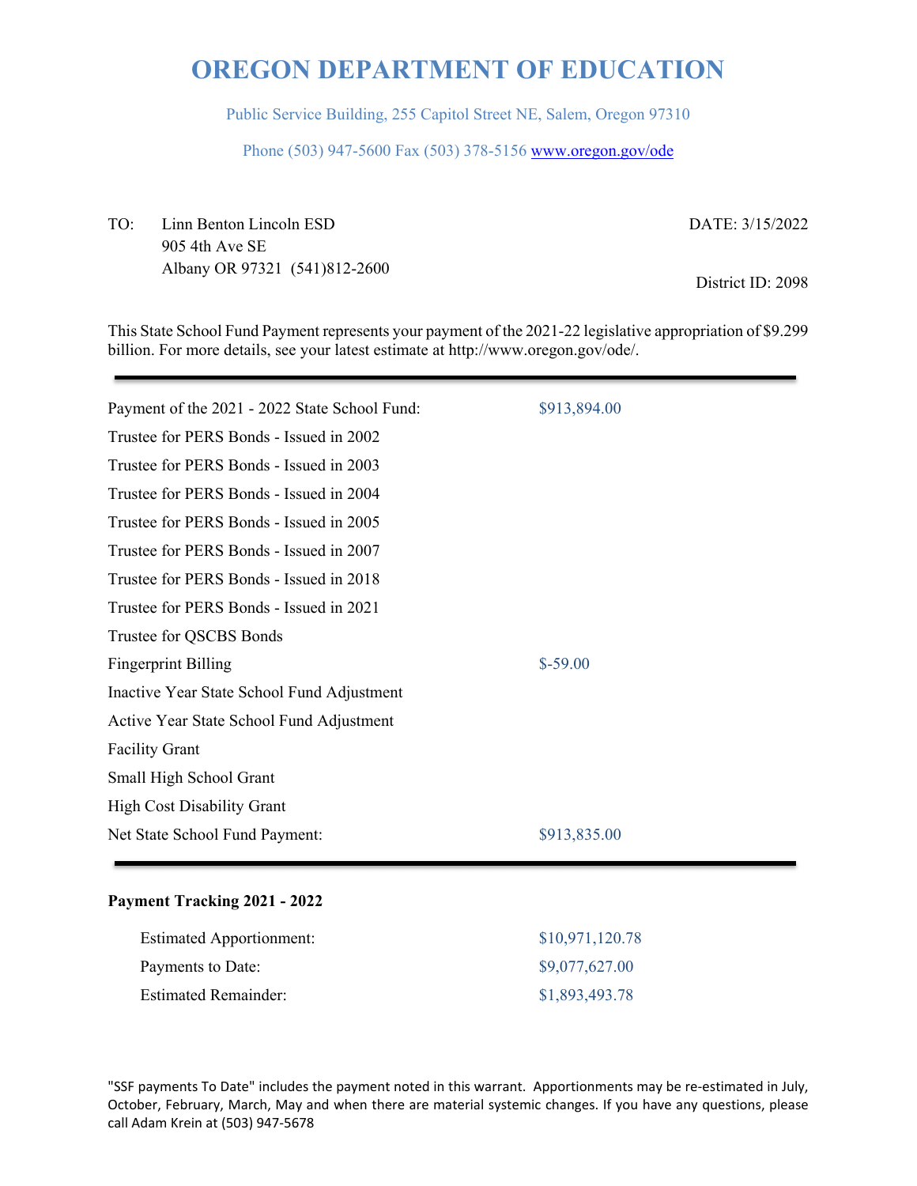# OREGON DEPARTMENT OF EDUCATION

Public Service Building, 255 Capitol Street NE, Salem, Oregon 97310

Phone (503) 947-5600 Fax (503) 378-5156 www.oregon.gov/ode

TO: Linn Benton Lincoln ESD
905 4th Ave SE
Albany OR 97321 (541)812-2600

DATE: 3/15/2022

District ID: 2098

This State School Fund Payment represents your payment of the 2021-22 legislative appropriation of $9.299 billion. For more details, see your latest estimate at http://www.oregon.gov/ode/.

---

| | |
|---|---|
| Payment of the 2021 - 2022 State School Fund: | $913,894.00 |
| Trustee for PERS Bonds - Issued in 2002 | |
| Trustee for PERS Bonds - Issued in 2003 | |
| Trustee for PERS Bonds - Issued in 2004 | |
| Trustee for PERS Bonds - Issued in 2005 | |
| Trustee for PERS Bonds - Issued in 2007 | |
| Trustee for PERS Bonds - Issued in 2018 | |
| Trustee for PERS Bonds - Issued in 2021 | |
| Trustee for QSCBS Bonds | |
| Fingerprint Billing | $-59.00 |
| Inactive Year State School Fund Adjustment | |
| Active Year State School Fund Adjustment | |
| Facility Grant | |
| Small High School Grant | |
| High Cost Disability Grant | |
| Net State School Fund Payment: | $913,835.00 |

---

**Payment Tracking 2021 - 2022**

| | |
|---|---|
| Estimated Apportionment: | $10,971,120.78 |
| Payments to Date: | $9,077,627.00 |
| Estimated Remainder: | $1,893,493.78 |

"SSF payments To Date" includes the payment noted in this warrant. Apportionments may be re-estimated in July, October, February, March, May and when there are material systemic changes. If you have any questions, please call Adam Krein at (503) 947-5678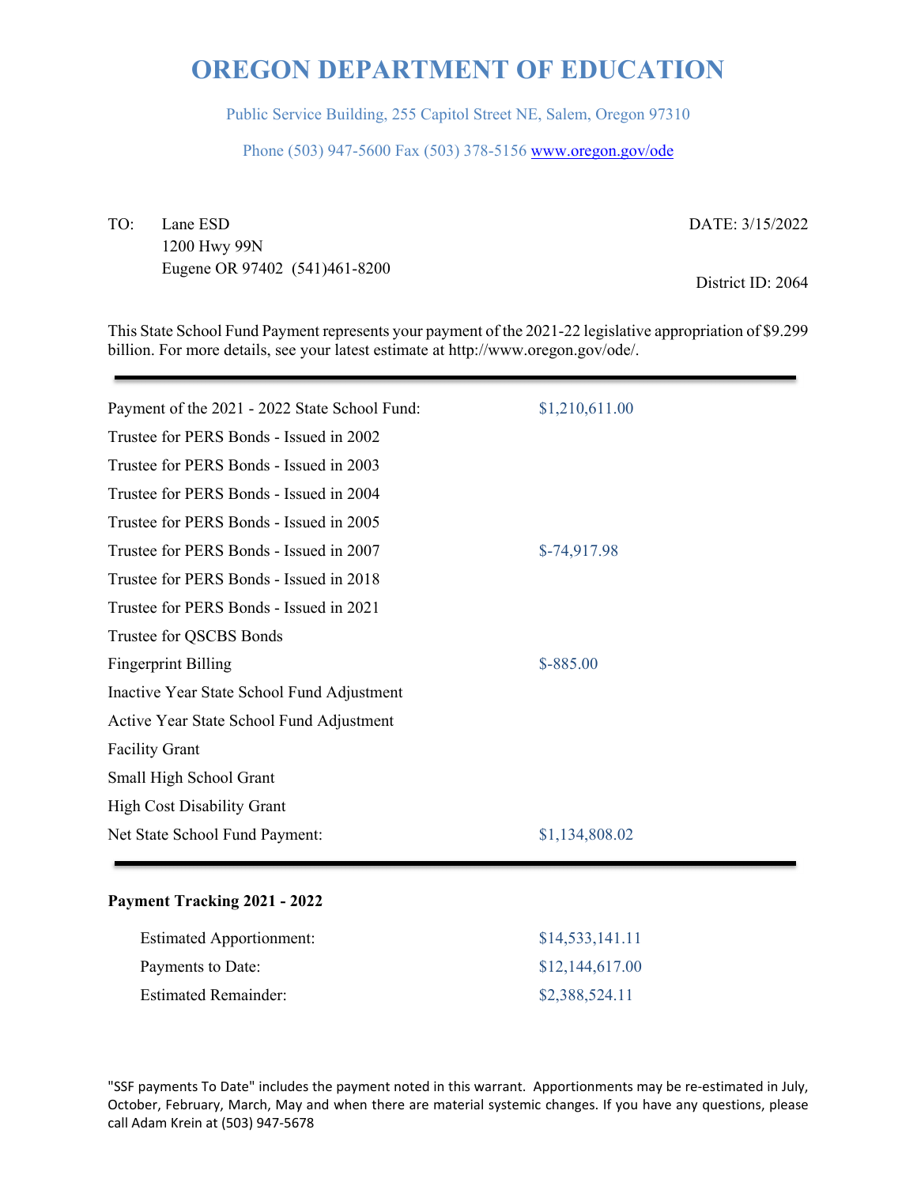# OREGON DEPARTMENT OF EDUCATION

Public Service Building, 255 Capitol Street NE, Salem, Oregon 97310

Phone (503) 947-5600 Fax (503) 378-5156 www.oregon.gov/ode

TO: Lane ESD
1200 Hwy 99N
Eugene OR 97402 (541)461-8200

DATE: 3/15/2022

District ID: 2064

This State School Fund Payment represents your payment of the 2021-22 legislative appropriation of $9.299 billion. For more details, see your latest estimate at http://www.oregon.gov/ode/.

| | |
|---|---|
| Payment of the 2021 - 2022 State School Fund: | $1,210,611.00 |
| Trustee for PERS Bonds - Issued in 2002 | |
| Trustee for PERS Bonds - Issued in 2003 | |
| Trustee for PERS Bonds - Issued in 2004 | |
| Trustee for PERS Bonds - Issued in 2005 | |
| Trustee for PERS Bonds - Issued in 2007 | $-74,917.98 |
| Trustee for PERS Bonds - Issued in 2018 | |
| Trustee for PERS Bonds - Issued in 2021 | |
| Trustee for QSCBS Bonds | |
| Fingerprint Billing | $-885.00 |
| Inactive Year State School Fund Adjustment | |
| Active Year State School Fund Adjustment | |
| Facility Grant | |
| Small High School Grant | |
| High Cost Disability Grant | |
| Net State School Fund Payment: | $1,134,808.02 |

**Payment Tracking 2021 - 2022**

| | |
|---|---|
| Estimated Apportionment: | $14,533,141.11 |
| Payments to Date: | $12,144,617.00 |
| Estimated Remainder: | $2,388,524.11 |

"SSF payments To Date" includes the payment noted in this warrant. Apportionments may be re-estimated in July, October, February, March, May and when there are material systemic changes. If you have any questions, please call Adam Krein at (503) 947-5678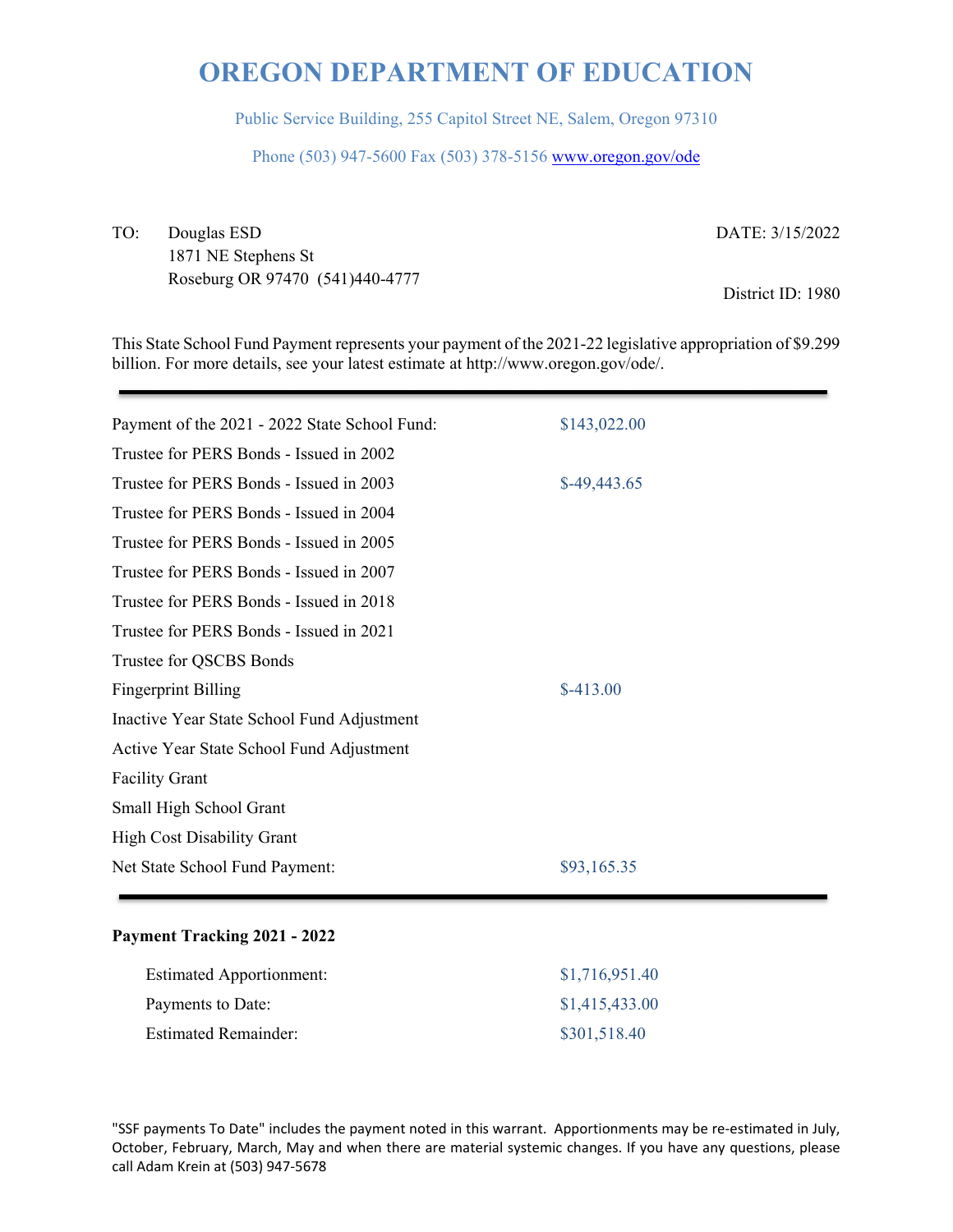# OREGON DEPARTMENT OF EDUCATION

Public Service Building, 255 Capitol Street NE, Salem, Oregon 97310

Phone (503) 947-5600 Fax (503) 378-5156 www.oregon.gov/ode

TO: Douglas ESD
1871 NE Stephens St
Roseburg OR 97470 (541)440-4777

DATE: 3/15/2022

District ID: 1980

This State School Fund Payment represents your payment of the 2021-22 legislative appropriation of $9.299 billion. For more details, see your latest estimate at http://www.oregon.gov/ode/.

| | |
|---|---|
| Payment of the 2021 - 2022 State School Fund: | $143,022.00 |
| Trustee for PERS Bonds - Issued in 2002 | |
| Trustee for PERS Bonds - Issued in 2003 | $-49,443.65 |
| Trustee for PERS Bonds - Issued in 2004 | |
| Trustee for PERS Bonds - Issued in 2005 | |
| Trustee for PERS Bonds - Issued in 2007 | |
| Trustee for PERS Bonds - Issued in 2018 | |
| Trustee for PERS Bonds - Issued in 2021 | |
| Trustee for QSCBS Bonds | |
| Fingerprint Billing | $-413.00 |
| Inactive Year State School Fund Adjustment | |
| Active Year State School Fund Adjustment | |
| Facility Grant | |
| Small High School Grant | |
| High Cost Disability Grant | |
| Net State School Fund Payment: | $93,165.35 |

**Payment Tracking 2021 - 2022**

| | |
|---|---|
| Estimated Apportionment: | $1,716,951.40 |
| Payments to Date: | $1,415,433.00 |
| Estimated Remainder: | $301,518.40 |

"SSF payments To Date" includes the payment noted in this warrant. Apportionments may be re-estimated in July, October, February, March, May and when there are material systemic changes. If you have any questions, please call Adam Krein at (503) 947-5678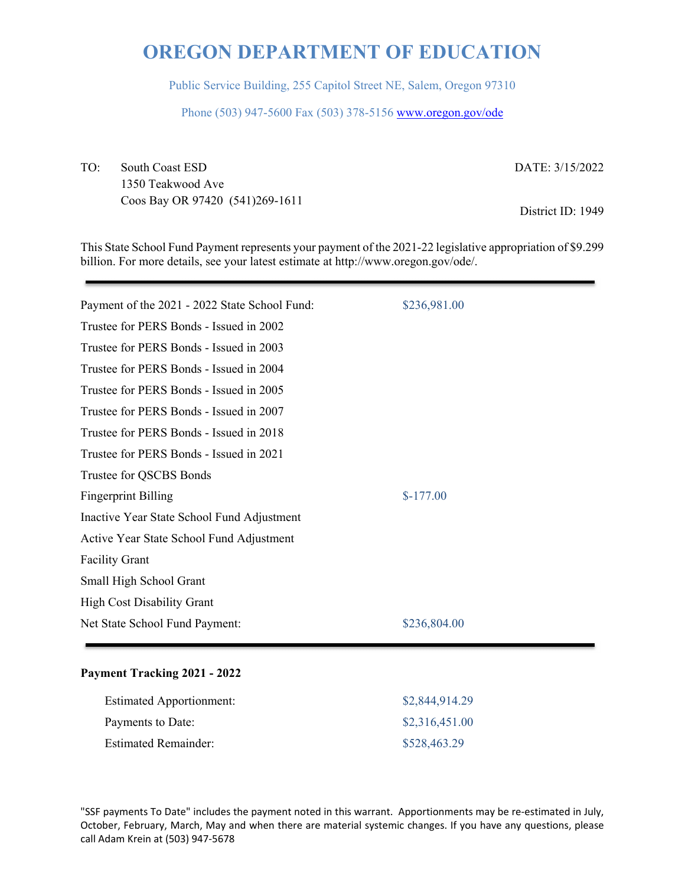# OREGON DEPARTMENT OF EDUCATION

Public Service Building, 255 Capitol Street NE, Salem, Oregon 97310

Phone (503) 947-5600 Fax (503) 378-5156 www.oregon.gov/ode

TO: South Coast ESD
1350 Teakwood Ave
Coos Bay OR 97420 (541)269-1611

DATE: 3/15/2022

District ID: 1949

This State School Fund Payment represents your payment of the 2021-22 legislative appropriation of $9.299 billion. For more details, see your latest estimate at http://www.oregon.gov/ode/.

| | |
|---|---|
| Payment of the 2021 - 2022 State School Fund: | $236,981.00 |
| Trustee for PERS Bonds - Issued in 2002 | |
| Trustee for PERS Bonds - Issued in 2003 | |
| Trustee for PERS Bonds - Issued in 2004 | |
| Trustee for PERS Bonds - Issued in 2005 | |
| Trustee for PERS Bonds - Issued in 2007 | |
| Trustee for PERS Bonds - Issued in 2018 | |
| Trustee for PERS Bonds - Issued in 2021 | |
| Trustee for QSCBS Bonds | |
| Fingerprint Billing | $-177.00 |
| Inactive Year State School Fund Adjustment | |
| Active Year State School Fund Adjustment | |
| Facility Grant | |
| Small High School Grant | |
| High Cost Disability Grant | |
| Net State School Fund Payment: | $236,804.00 |

**Payment Tracking 2021 - 2022**

| | |
|---|---|
| Estimated Apportionment: | $2,844,914.29 |
| Payments to Date: | $2,316,451.00 |
| Estimated Remainder: | $528,463.29 |

"SSF payments To Date" includes the payment noted in this warrant. Apportionments may be re-estimated in July, October, February, March, May and when there are material systemic changes. If you have any questions, please call Adam Krein at (503) 947-5678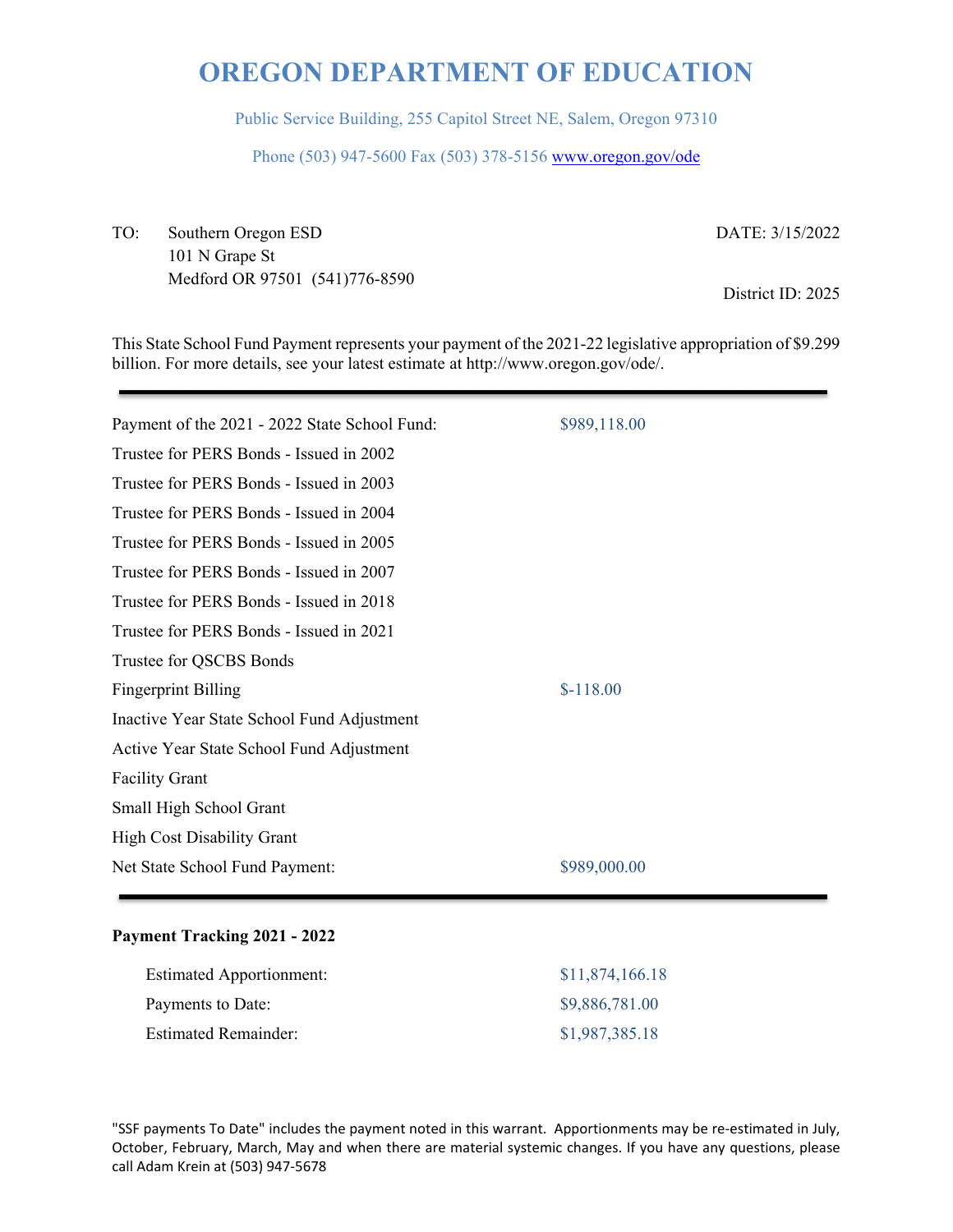# OREGON DEPARTMENT OF EDUCATION

Public Service Building, 255 Capitol Street NE, Salem, Oregon 97310

Phone (503) 947-5600 Fax (503) 378-5156 www.oregon.gov/ode

TO: Southern Oregon ESD
101 N Grape St
Medford OR 97501 (541)776-8590

DATE: 3/15/2022

District ID: 2025

This State School Fund Payment represents your payment of the 2021-22 legislative appropriation of $9.299 billion. For more details, see your latest estimate at http://www.oregon.gov/ode/.

| | |
|---|---|
| Payment of the 2021 - 2022 State School Fund: | $989,118.00 |
| Trustee for PERS Bonds - Issued in 2002 | |
| Trustee for PERS Bonds - Issued in 2003 | |
| Trustee for PERS Bonds - Issued in 2004 | |
| Trustee for PERS Bonds - Issued in 2005 | |
| Trustee for PERS Bonds - Issued in 2007 | |
| Trustee for PERS Bonds - Issued in 2018 | |
| Trustee for PERS Bonds - Issued in 2021 | |
| Trustee for QSCBS Bonds | |
| Fingerprint Billing | $-118.00 |
| Inactive Year State School Fund Adjustment | |
| Active Year State School Fund Adjustment | |
| Facility Grant | |
| Small High School Grant | |
| High Cost Disability Grant | |
| Net State School Fund Payment: | $989,000.00 |

**Payment Tracking 2021 - 2022**

| | |
|---|---|
| Estimated Apportionment: | $11,874,166.18 |
| Payments to Date: | $9,886,781.00 |
| Estimated Remainder: | $1,987,385.18 |

"SSF payments To Date" includes the payment noted in this warrant. Apportionments may be re-estimated in July, October, February, March, May and when there are material systemic changes. If you have any questions, please call Adam Krein at (503) 947-5678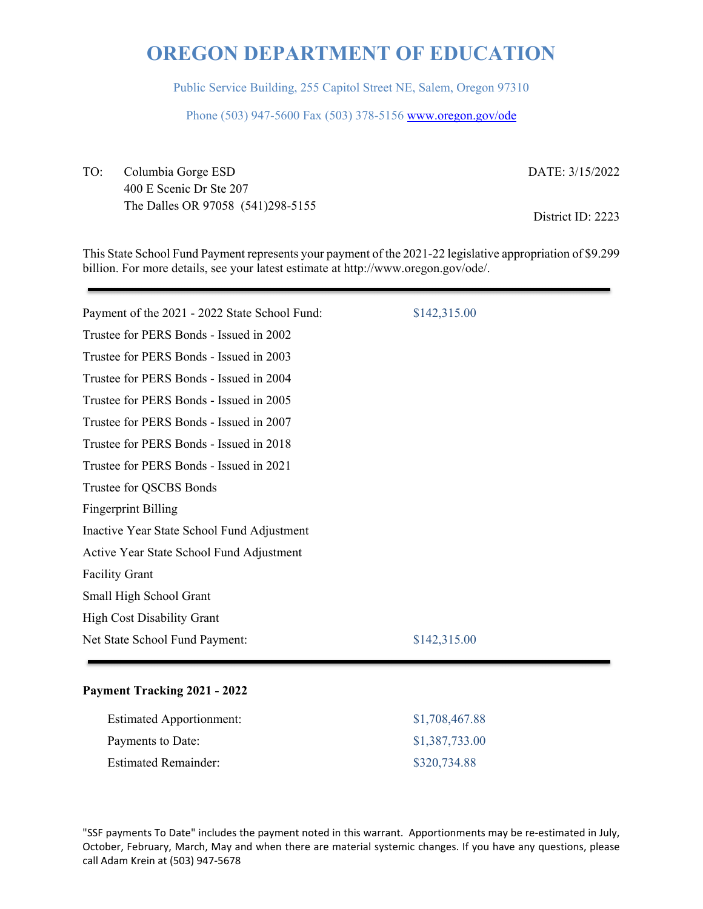# OREGON DEPARTMENT OF EDUCATION

Public Service Building, 255 Capitol Street NE, Salem, Oregon 97310

Phone (503) 947-5600 Fax (503) 378-5156 www.oregon.gov/ode

TO: Columbia Gorge ESD
400 E Scenic Dr Ste 207
The Dalles OR 97058 (541)298-5155

DATE: 3/15/2022

District ID: 2223

This State School Fund Payment represents your payment of the 2021-22 legislative appropriation of $9.299 billion. For more details, see your latest estimate at http://www.oregon.gov/ode/.

| | |
|---|---|
| Payment of the 2021 - 2022 State School Fund: | $142,315.00 |
| Trustee for PERS Bonds - Issued in 2002 | |
| Trustee for PERS Bonds - Issued in 2003 | |
| Trustee for PERS Bonds - Issued in 2004 | |
| Trustee for PERS Bonds - Issued in 2005 | |
| Trustee for PERS Bonds - Issued in 2007 | |
| Trustee for PERS Bonds - Issued in 2018 | |
| Trustee for PERS Bonds - Issued in 2021 | |
| Trustee for QSCBS Bonds | |
| Fingerprint Billing | |
| Inactive Year State School Fund Adjustment | |
| Active Year State School Fund Adjustment | |
| Facility Grant | |
| Small High School Grant | |
| High Cost Disability Grant | |
| Net State School Fund Payment: | $142,315.00 |

**Payment Tracking 2021 - 2022**

| | |
|---|---|
| Estimated Apportionment: | $1,708,467.88 |
| Payments to Date: | $1,387,733.00 |
| Estimated Remainder: | $320,734.88 |

"SSF payments To Date" includes the payment noted in this warrant. Apportionments may be re-estimated in July, October, February, March, May and when there are material systemic changes. If you have any questions, please call Adam Krein at (503) 947-5678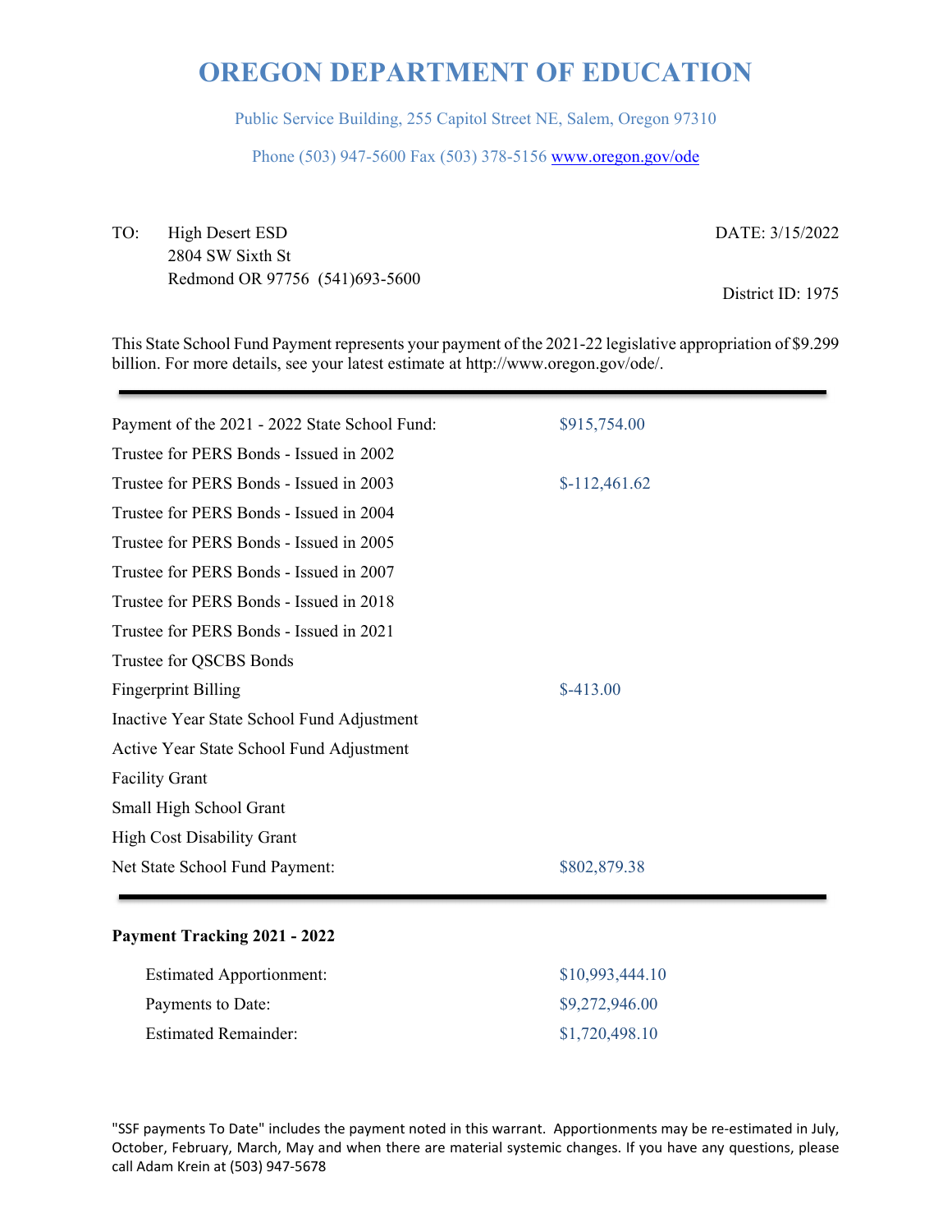# OREGON DEPARTMENT OF EDUCATION

Public Service Building, 255 Capitol Street NE, Salem, Oregon 97310

Phone (503) 947-5600 Fax (503) 378-5156 www.oregon.gov/ode

TO: High Desert ESD
2804 SW Sixth St
Redmond OR 97756 (541)693-5600

DATE: 3/15/2022

District ID: 1975

This State School Fund Payment represents your payment of the 2021-22 legislative appropriation of $9.299 billion. For more details, see your latest estimate at http://www.oregon.gov/ode/.

| | |
|---|---|
| Payment of the 2021 - 2022 State School Fund: | $915,754.00 |
| Trustee for PERS Bonds - Issued in 2002 | |
| Trustee for PERS Bonds - Issued in 2003 | $-112,461.62 |
| Trustee for PERS Bonds - Issued in 2004 | |
| Trustee for PERS Bonds - Issued in 2005 | |
| Trustee for PERS Bonds - Issued in 2007 | |
| Trustee for PERS Bonds - Issued in 2018 | |
| Trustee for PERS Bonds - Issued in 2021 | |
| Trustee for QSCBS Bonds | |
| Fingerprint Billing | $-413.00 |
| Inactive Year State School Fund Adjustment | |
| Active Year State School Fund Adjustment | |
| Facility Grant | |
| Small High School Grant | |
| High Cost Disability Grant | |
| Net State School Fund Payment: | $802,879.38 |

**Payment Tracking 2021 - 2022**

| | |
|---|---|
| Estimated Apportionment: | $10,993,444.10 |
| Payments to Date: | $9,272,946.00 |
| Estimated Remainder: | $1,720,498.10 |

"SSF payments To Date" includes the payment noted in this warrant. Apportionments may be re-estimated in July, October, February, March, May and when there are material systemic changes. If you have any questions, please call Adam Krein at (503) 947-5678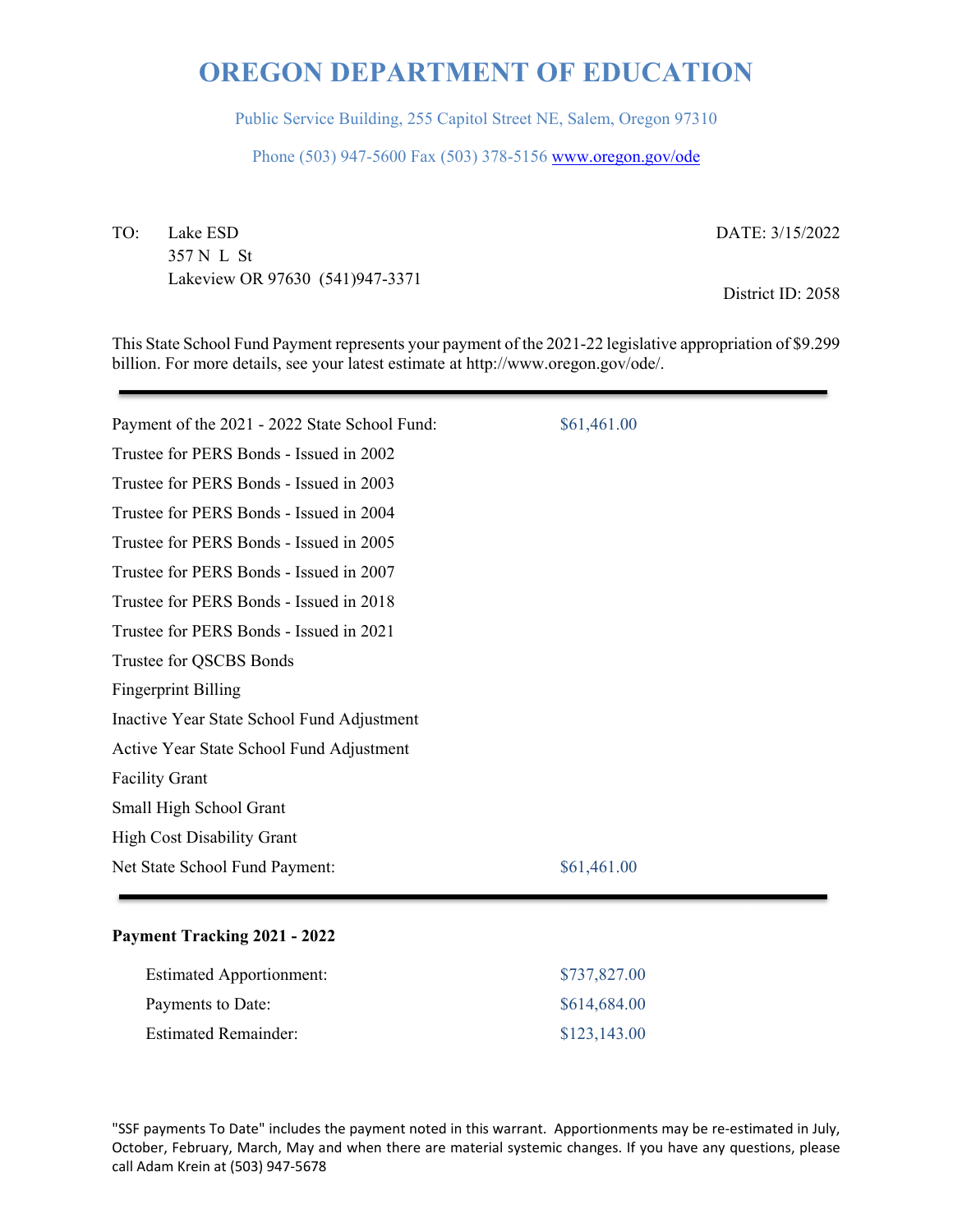# OREGON DEPARTMENT OF EDUCATION

Public Service Building, 255 Capitol Street NE, Salem, Oregon 97310

Phone (503) 947-5600 Fax (503) 378-5156 www.oregon.gov/ode

TO: Lake ESD
357 N L St
Lakeview OR 97630 (541)947-3371

DATE: 3/15/2022

District ID: 2058

This State School Fund Payment represents your payment of the 2021-22 legislative appropriation of $9.299 billion. For more details, see your latest estimate at http://www.oregon.gov/ode/.

| | |
|---|---|
| Payment of the 2021 - 2022 State School Fund: | $61,461.00 |
| Trustee for PERS Bonds - Issued in 2002 | |
| Trustee for PERS Bonds - Issued in 2003 | |
| Trustee for PERS Bonds - Issued in 2004 | |
| Trustee for PERS Bonds - Issued in 2005 | |
| Trustee for PERS Bonds - Issued in 2007 | |
| Trustee for PERS Bonds - Issued in 2018 | |
| Trustee for PERS Bonds - Issued in 2021 | |
| Trustee for QSCBS Bonds | |
| Fingerprint Billing | |
| Inactive Year State School Fund Adjustment | |
| Active Year State School Fund Adjustment | |
| Facility Grant | |
| Small High School Grant | |
| High Cost Disability Grant | |
| Net State School Fund Payment: | $61,461.00 |

**Payment Tracking 2021 - 2022**

| | |
|---|---|
| Estimated Apportionment: | $737,827.00 |
| Payments to Date: | $614,684.00 |
| Estimated Remainder: | $123,143.00 |

"SSF payments To Date" includes the payment noted in this warrant. Apportionments may be re-estimated in July, October, February, March, May and when there are material systemic changes. If you have any questions, please call Adam Krein at (503) 947-5678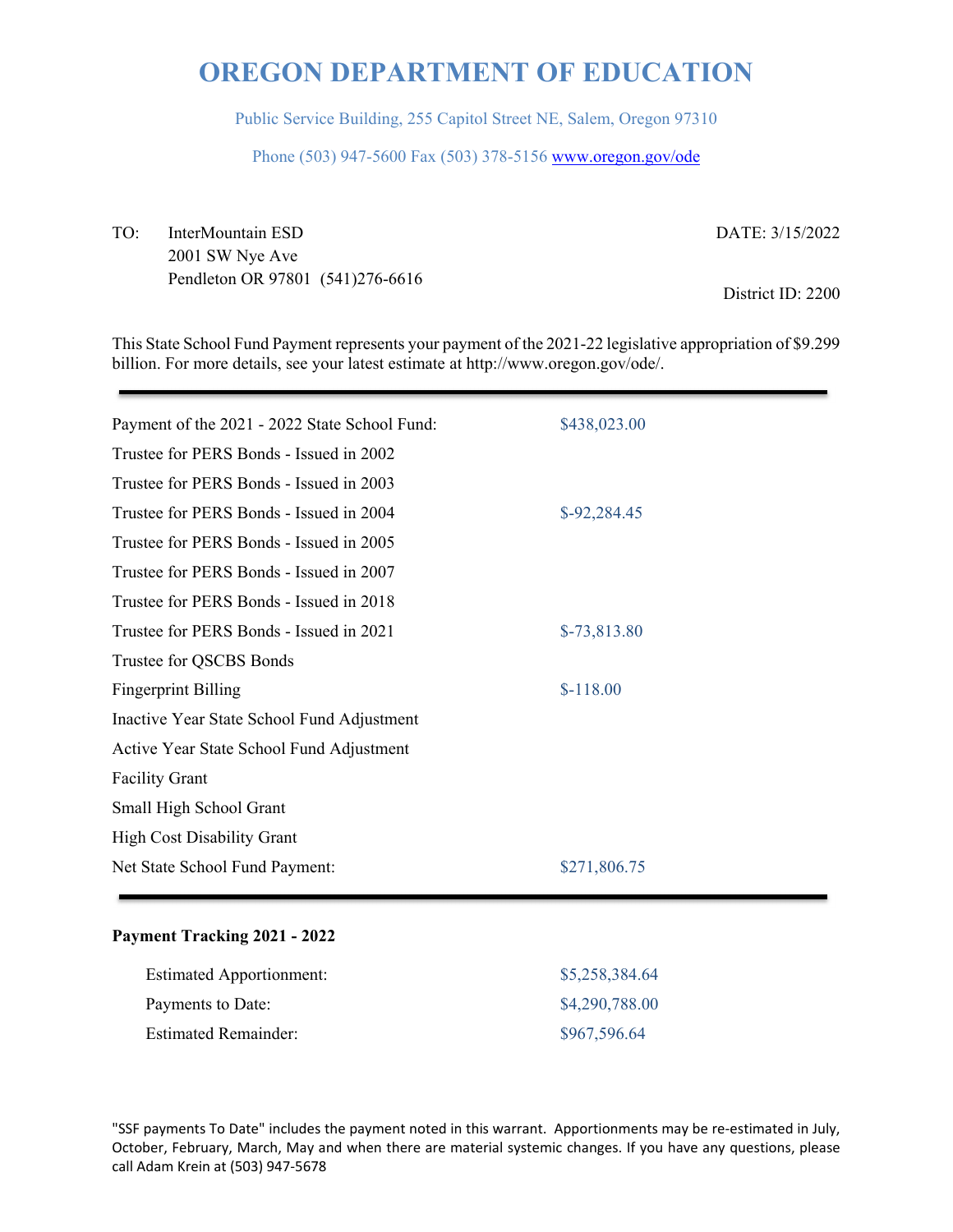# OREGON DEPARTMENT OF EDUCATION

Public Service Building, 255 Capitol Street NE, Salem, Oregon 97310

Phone (503) 947-5600 Fax (503) 378-5156 www.oregon.gov/ode

TO: InterMountain ESD
2001 SW Nye Ave
Pendleton OR 97801 (541)276-6616

DATE: 3/15/2022

District ID: 2200

This State School Fund Payment represents your payment of the 2021-22 legislative appropriation of $9.299 billion. For more details, see your latest estimate at http://www.oregon.gov/ode/.

| | |
|---|---|
| Payment of the 2021 - 2022 State School Fund: | $438,023.00 |
| Trustee for PERS Bonds - Issued in 2002 | |
| Trustee for PERS Bonds - Issued in 2003 | |
| Trustee for PERS Bonds - Issued in 2004 | $-92,284.45 |
| Trustee for PERS Bonds - Issued in 2005 | |
| Trustee for PERS Bonds - Issued in 2007 | |
| Trustee for PERS Bonds - Issued in 2018 | |
| Trustee for PERS Bonds - Issued in 2021 | $-73,813.80 |
| Trustee for QSCBS Bonds | |
| Fingerprint Billing | $-118.00 |
| Inactive Year State School Fund Adjustment | |
| Active Year State School Fund Adjustment | |
| Facility Grant | |
| Small High School Grant | |
| High Cost Disability Grant | |
| Net State School Fund Payment: | $271,806.75 |

**Payment Tracking 2021 - 2022**

| | |
|---|---|
| Estimated Apportionment: | $5,258,384.64 |
| Payments to Date: | $4,290,788.00 |
| Estimated Remainder: | $967,596.64 |

"SSF payments To Date" includes the payment noted in this warrant. Apportionments may be re-estimated in July, October, February, March, May and when there are material systemic changes. If you have any questions, please call Adam Krein at (503) 947-5678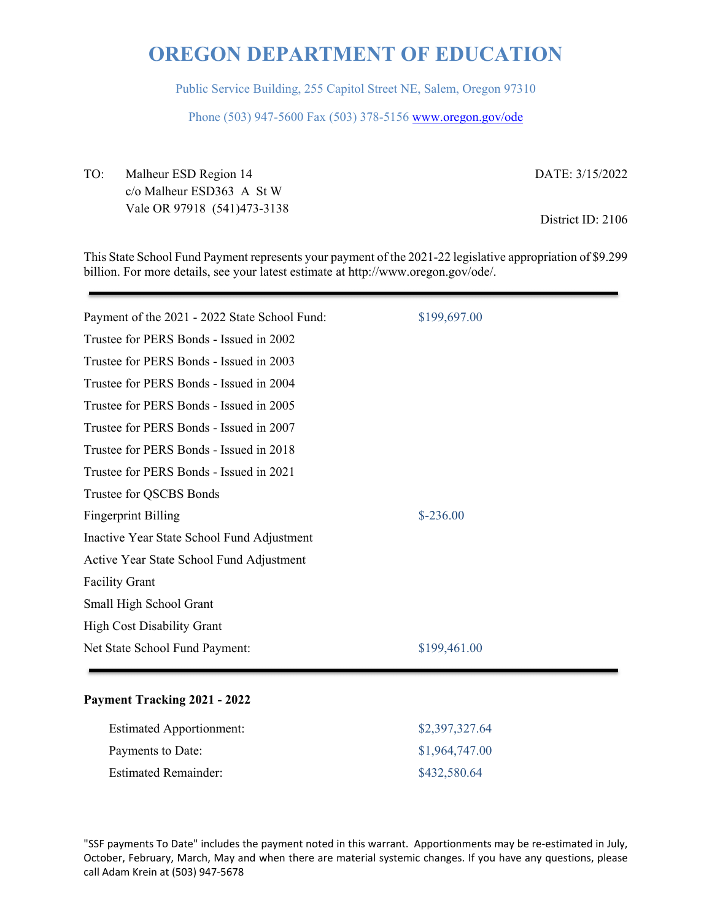# OREGON DEPARTMENT OF EDUCATION

Public Service Building, 255 Capitol Street NE, Salem, Oregon 97310

Phone (503) 947-5600 Fax (503) 378-5156 www.oregon.gov/ode

TO: Malheur ESD Region 14
c/o Malheur ESD363 A St W
Vale OR 97918 (541)473-3138

DATE: 3/15/2022

District ID: 2106

This State School Fund Payment represents your payment of the 2021-22 legislative appropriation of $9.299 billion. For more details, see your latest estimate at http://www.oregon.gov/ode/.

| | |
|---|---|
| Payment of the 2021 - 2022 State School Fund: | $199,697.00 |
| Trustee for PERS Bonds - Issued in 2002 | |
| Trustee for PERS Bonds - Issued in 2003 | |
| Trustee for PERS Bonds - Issued in 2004 | |
| Trustee for PERS Bonds - Issued in 2005 | |
| Trustee for PERS Bonds - Issued in 2007 | |
| Trustee for PERS Bonds - Issued in 2018 | |
| Trustee for PERS Bonds - Issued in 2021 | |
| Trustee for QSCBS Bonds | |
| Fingerprint Billing | $-236.00 |
| Inactive Year State School Fund Adjustment | |
| Active Year State School Fund Adjustment | |
| Facility Grant | |
| Small High School Grant | |
| High Cost Disability Grant | |
| Net State School Fund Payment: | $199,461.00 |

**Payment Tracking 2021 - 2022**

| | |
|---|---|
| Estimated Apportionment: | $2,397,327.64 |
| Payments to Date: | $1,964,747.00 |
| Estimated Remainder: | $432,580.64 |

"SSF payments To Date" includes the payment noted in this warrant. Apportionments may be re-estimated in July, October, February, March, May and when there are material systemic changes. If you have any questions, please call Adam Krein at (503) 947-5678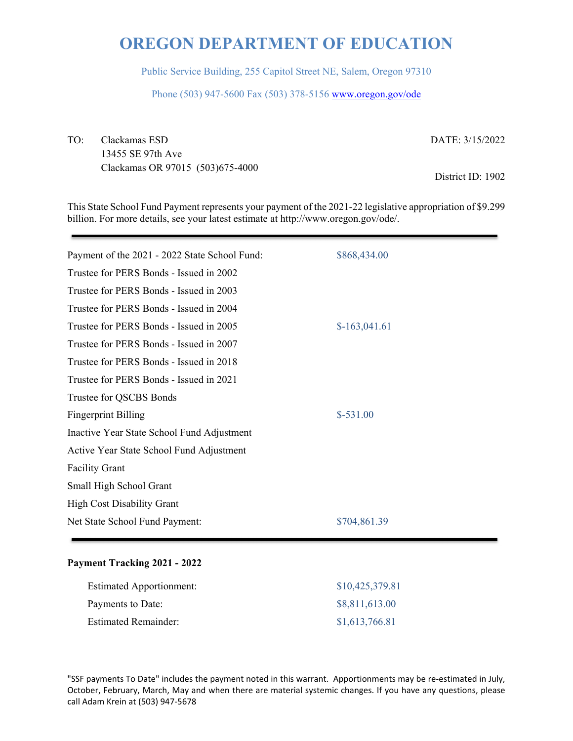# OREGON DEPARTMENT OF EDUCATION

Public Service Building, 255 Capitol Street NE, Salem, Oregon 97310

Phone (503) 947-5600 Fax (503) 378-5156 www.oregon.gov/ode

TO: Clackamas ESD
13455 SE 97th Ave
Clackamas OR 97015 (503)675-4000

DATE: 3/15/2022

District ID: 1902

This State School Fund Payment represents your payment of the 2021-22 legislative appropriation of $9.299 billion. For more details, see your latest estimate at http://www.oregon.gov/ode/.

| | |
|---|---|
| Payment of the 2021 - 2022 State School Fund: | $868,434.00 |
| Trustee for PERS Bonds - Issued in 2002 | |
| Trustee for PERS Bonds - Issued in 2003 | |
| Trustee for PERS Bonds - Issued in 2004 | |
| Trustee for PERS Bonds - Issued in 2005 | $-163,041.61 |
| Trustee for PERS Bonds - Issued in 2007 | |
| Trustee for PERS Bonds - Issued in 2018 | |
| Trustee for PERS Bonds - Issued in 2021 | |
| Trustee for QSCBS Bonds | |
| Fingerprint Billing | $-531.00 |
| Inactive Year State School Fund Adjustment | |
| Active Year State School Fund Adjustment | |
| Facility Grant | |
| Small High School Grant | |
| High Cost Disability Grant | |
| Net State School Fund Payment: | $704,861.39 |

**Payment Tracking 2021 - 2022**

| | |
|---|---|
| Estimated Apportionment: | $10,425,379.81 |
| Payments to Date: | $8,811,613.00 |
| Estimated Remainder: | $1,613,766.81 |

"SSF payments To Date" includes the payment noted in this warrant. Apportionments may be re-estimated in July, October, February, March, May and when there are material systemic changes. If you have any questions, please call Adam Krein at (503) 947-5678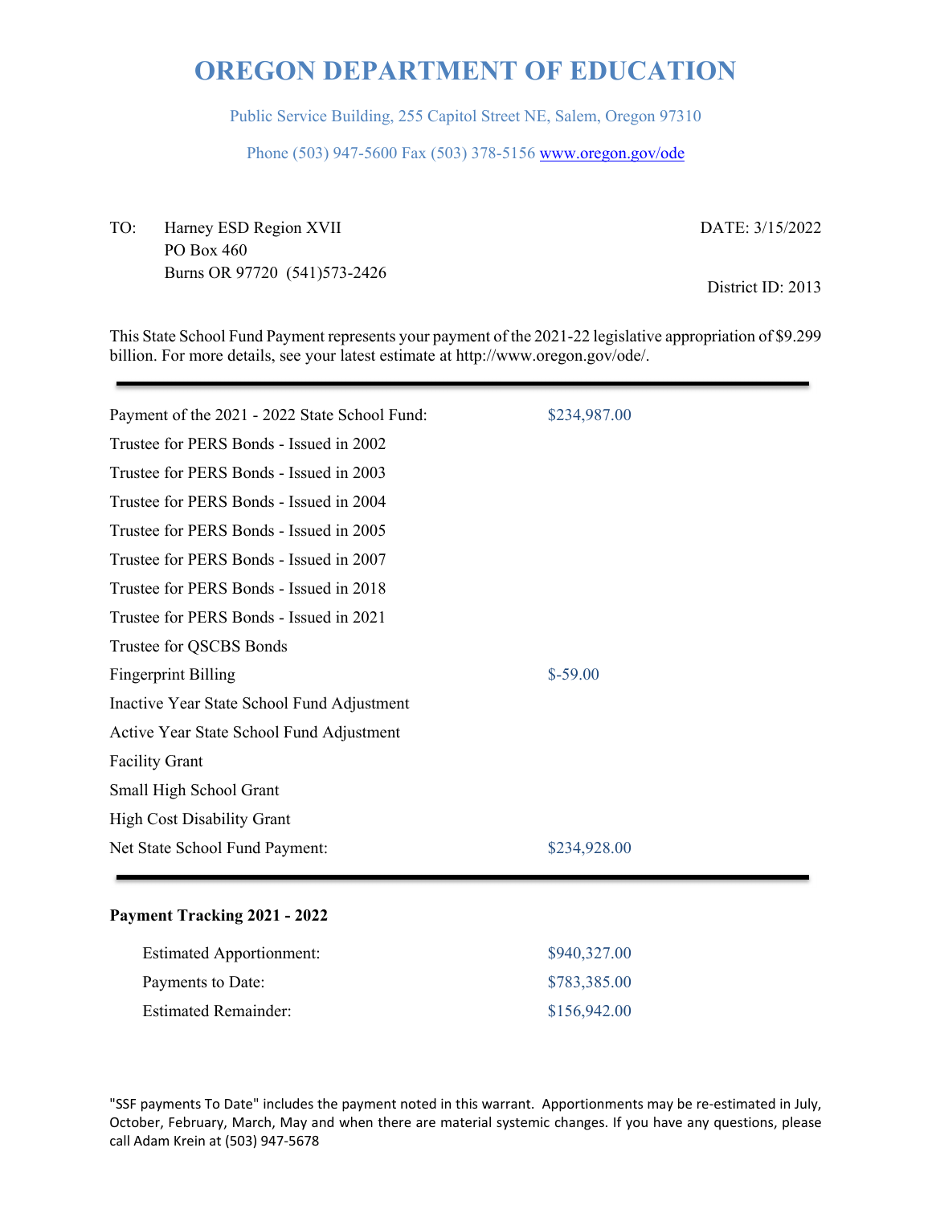# OREGON DEPARTMENT OF EDUCATION

Public Service Building, 255 Capitol Street NE, Salem, Oregon 97310

Phone (503) 947-5600 Fax (503) 378-5156 www.oregon.gov/ode

TO: Harney ESD Region XVII
PO Box 460
Burns OR 97720 (541)573-2426

DATE: 3/15/2022

District ID: 2013

This State School Fund Payment represents your payment of the 2021-22 legislative appropriation of $9.299 billion. For more details, see your latest estimate at http://www.oregon.gov/ode/.

---

| | |
|---|---|
| Payment of the 2021 - 2022 State School Fund: | $234,987.00 |
| Trustee for PERS Bonds - Issued in 2002 | |
| Trustee for PERS Bonds - Issued in 2003 | |
| Trustee for PERS Bonds - Issued in 2004 | |
| Trustee for PERS Bonds - Issued in 2005 | |
| Trustee for PERS Bonds - Issued in 2007 | |
| Trustee for PERS Bonds - Issued in 2018 | |
| Trustee for PERS Bonds - Issued in 2021 | |
| Trustee for QSCBS Bonds | |
| Fingerprint Billing | $-59.00 |
| Inactive Year State School Fund Adjustment | |
| Active Year State School Fund Adjustment | |
| Facility Grant | |
| Small High School Grant | |
| High Cost Disability Grant | |
| Net State School Fund Payment: | $234,928.00 |

---

**Payment Tracking 2021 - 2022**

| | |
|---|---|
| Estimated Apportionment: | $940,327.00 |
| Payments to Date: | $783,385.00 |
| Estimated Remainder: | $156,942.00 |

"SSF payments To Date" includes the payment noted in this warrant. Apportionments may be re-estimated in July, October, February, March, May and when there are material systemic changes. If you have any questions, please call Adam Krein at (503) 947-5678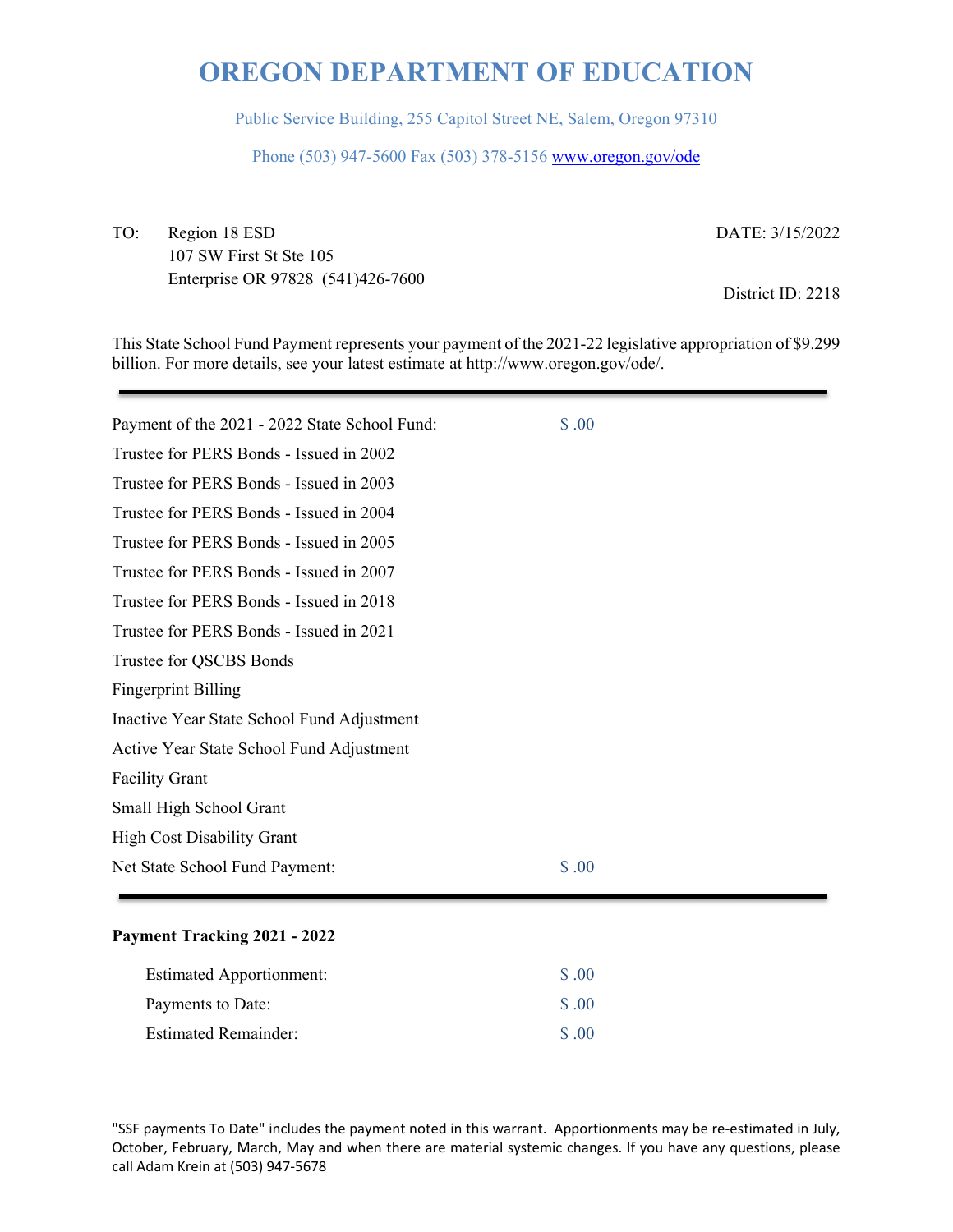# OREGON DEPARTMENT OF EDUCATION

Public Service Building, 255 Capitol Street NE, Salem, Oregon 97310

Phone (503) 947-5600 Fax (503) 378-5156 www.oregon.gov/ode

TO: Region 18 ESD
107 SW First St Ste 105
Enterprise OR 97828 (541)426-7600

DATE: 3/15/2022

District ID: 2218

This State School Fund Payment represents your payment of the 2021-22 legislative appropriation of $9.299 billion. For more details, see your latest estimate at http://www.oregon.gov/ode/.

---

| | |
|---|---|
| Payment of the 2021 - 2022 State School Fund: | $ .00 |
| Trustee for PERS Bonds - Issued in 2002 | |
| Trustee for PERS Bonds - Issued in 2003 | |
| Trustee for PERS Bonds - Issued in 2004 | |
| Trustee for PERS Bonds - Issued in 2005 | |
| Trustee for PERS Bonds - Issued in 2007 | |
| Trustee for PERS Bonds - Issued in 2018 | |
| Trustee for PERS Bonds - Issued in 2021 | |
| Trustee for QSCBS Bonds | |
| Fingerprint Billing | |
| Inactive Year State School Fund Adjustment | |
| Active Year State School Fund Adjustment | |
| Facility Grant | |
| Small High School Grant | |
| High Cost Disability Grant | |
| Net State School Fund Payment: | $ .00 |

---

**Payment Tracking 2021 - 2022**

| | |
|---|---|
| Estimated Apportionment: | $ .00 |
| Payments to Date: | $ .00 |
| Estimated Remainder: | $ .00 |

"SSF payments To Date" includes the payment noted in this warrant. Apportionments may be re-estimated in July, October, February, March, May and when there are material systemic changes. If you have any questions, please call Adam Krein at (503) 947-5678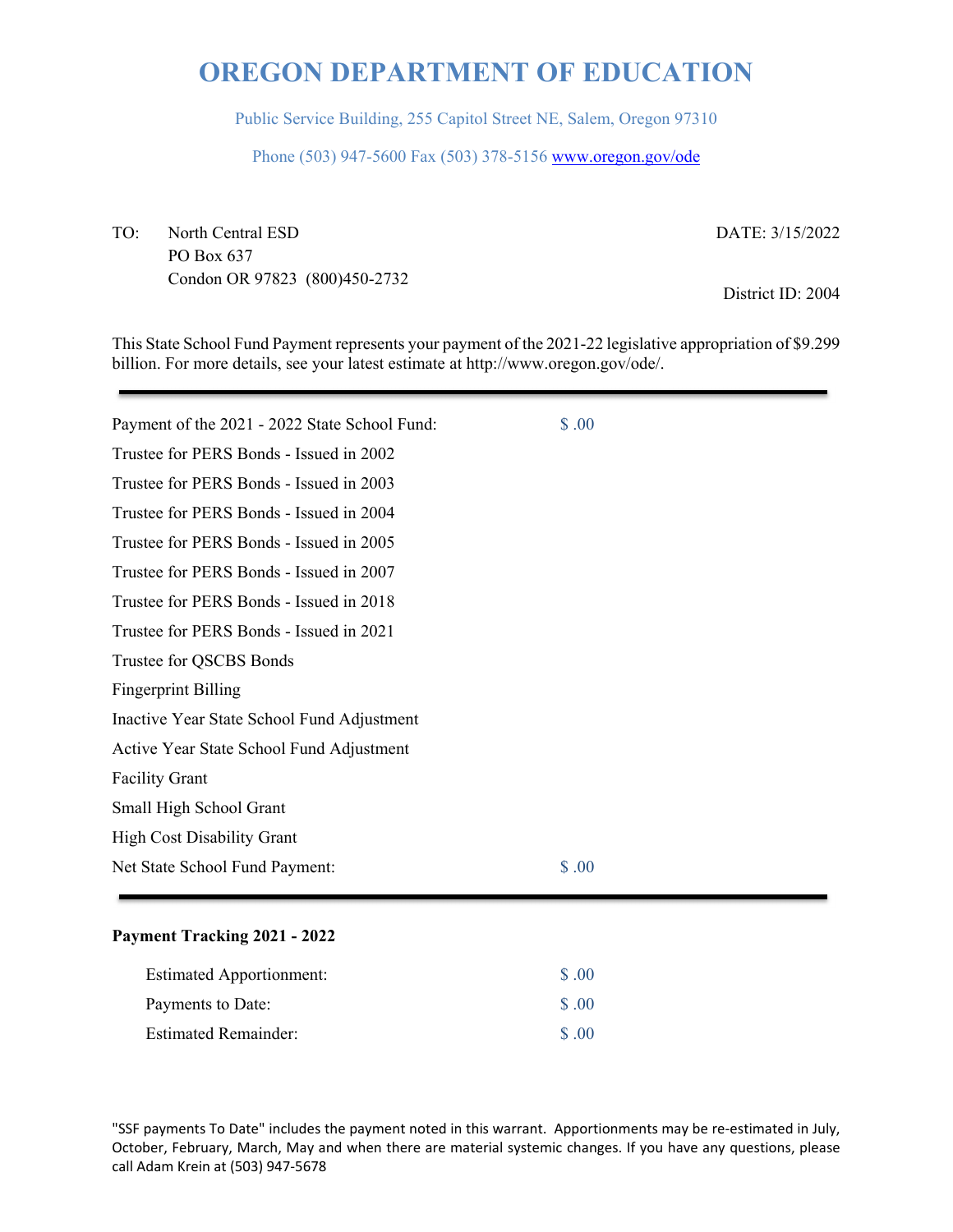# OREGON DEPARTMENT OF EDUCATION

Public Service Building, 255 Capitol Street NE, Salem, Oregon 97310

Phone (503) 947-5600 Fax (503) 378-5156 www.oregon.gov/ode

TO: North Central ESD
PO Box 637
Condon OR 97823 (800)450-2732

DATE: 3/15/2022

District ID: 2004

This State School Fund Payment represents your payment of the 2021-22 legislative appropriation of $9.299 billion. For more details, see your latest estimate at http://www.oregon.gov/ode/.

---

| | |
|---|---|
| Payment of the 2021 - 2022 State School Fund: | $ .00 |
| Trustee for PERS Bonds - Issued in 2002 | |
| Trustee for PERS Bonds - Issued in 2003 | |
| Trustee for PERS Bonds - Issued in 2004 | |
| Trustee for PERS Bonds - Issued in 2005 | |
| Trustee for PERS Bonds - Issued in 2007 | |
| Trustee for PERS Bonds - Issued in 2018 | |
| Trustee for PERS Bonds - Issued in 2021 | |
| Trustee for QSCBS Bonds | |
| Fingerprint Billing | |
| Inactive Year State School Fund Adjustment | |
| Active Year State School Fund Adjustment | |
| Facility Grant | |
| Small High School Grant | |
| High Cost Disability Grant | |
| Net State School Fund Payment: | $ .00 |

---

**Payment Tracking 2021 - 2022**

| | |
|---|---|
| Estimated Apportionment: | $ .00 |
| Payments to Date: | $ .00 |
| Estimated Remainder: | $ .00 |

"SSF payments To Date" includes the payment noted in this warrant. Apportionments may be re-estimated in July, October, February, March, May and when there are material systemic changes. If you have any questions, please call Adam Krein at (503) 947-5678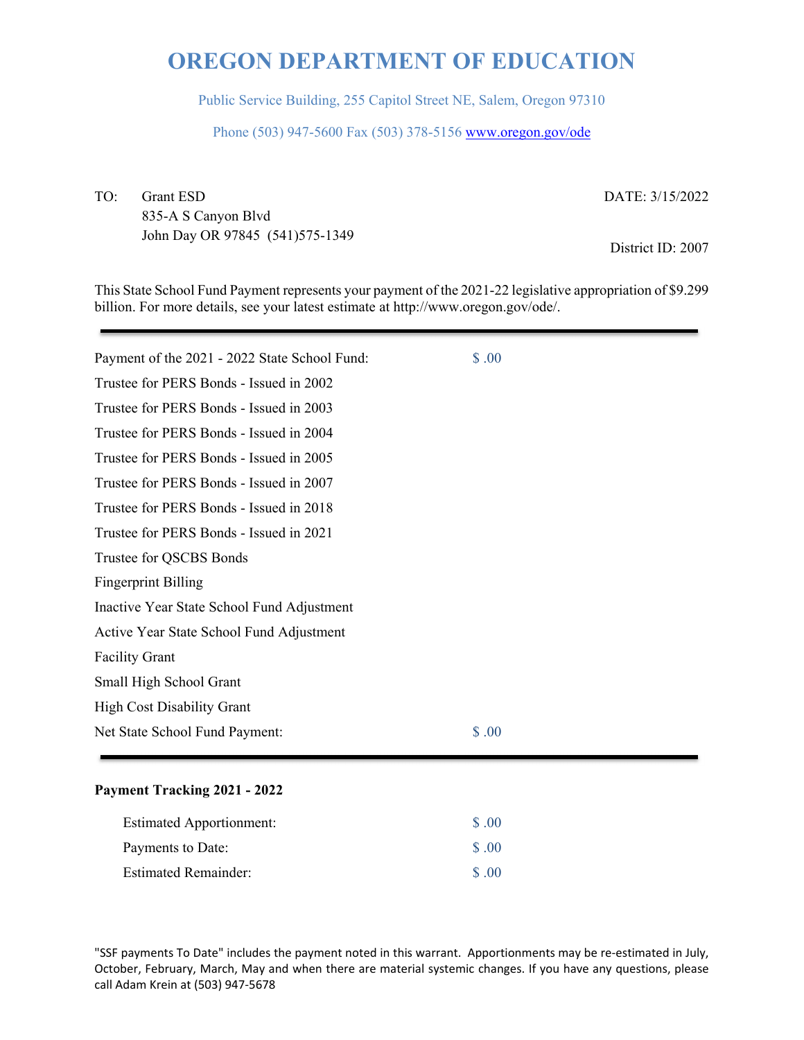# OREGON DEPARTMENT OF EDUCATION

Public Service Building, 255 Capitol Street NE, Salem, Oregon 97310

Phone (503) 947-5600 Fax (503) 378-5156 www.oregon.gov/ode

TO: Grant ESD
835-A S Canyon Blvd
John Day OR 97845 (541)575-1349

DATE: 3/15/2022

District ID: 2007

This State School Fund Payment represents your payment of the 2021-22 legislative appropriation of $9.299 billion. For more details, see your latest estimate at http://www.oregon.gov/ode/.

---

| | |
|---|---|
| Payment of the 2021 - 2022 State School Fund: | $ .00 |
| Trustee for PERS Bonds - Issued in 2002 | |
| Trustee for PERS Bonds - Issued in 2003 | |
| Trustee for PERS Bonds - Issued in 2004 | |
| Trustee for PERS Bonds - Issued in 2005 | |
| Trustee for PERS Bonds - Issued in 2007 | |
| Trustee for PERS Bonds - Issued in 2018 | |
| Trustee for PERS Bonds - Issued in 2021 | |
| Trustee for QSCBS Bonds | |
| Fingerprint Billing | |
| Inactive Year State School Fund Adjustment | |
| Active Year State School Fund Adjustment | |
| Facility Grant | |
| Small High School Grant | |
| High Cost Disability Grant | |
| Net State School Fund Payment: | $ .00 |

---

**Payment Tracking 2021 - 2022**

| | |
|---|---|
| Estimated Apportionment: | $ .00 |
| Payments to Date: | $ .00 |
| Estimated Remainder: | $ .00 |

"SSF payments To Date" includes the payment noted in this warrant. Apportionments may be re-estimated in July, October, February, March, May and when there are material systemic changes. If you have any questions, please call Adam Krein at (503) 947-5678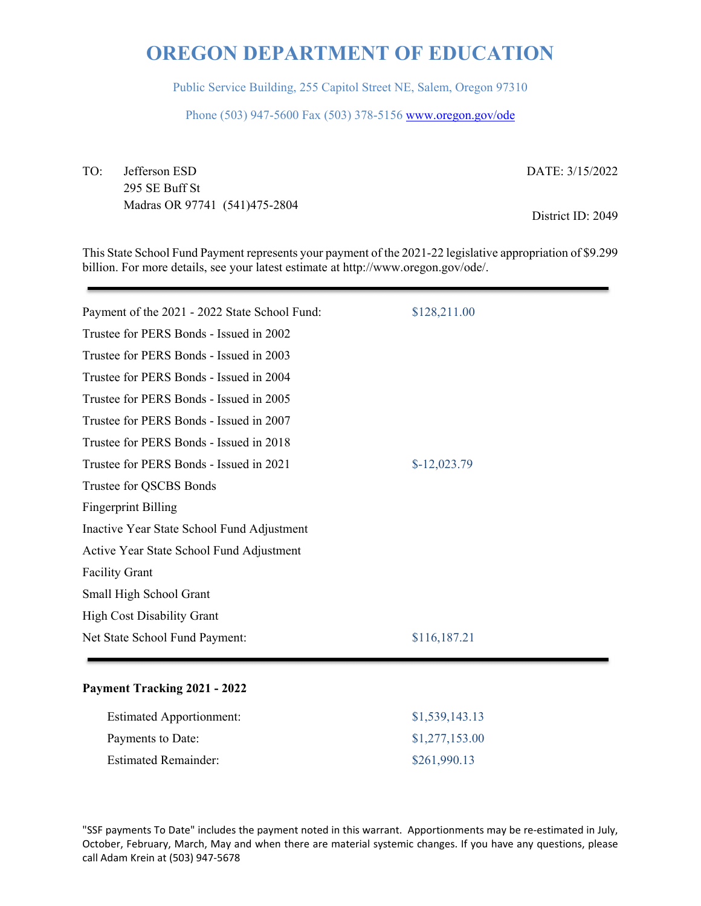# OREGON DEPARTMENT OF EDUCATION

Public Service Building, 255 Capitol Street NE, Salem, Oregon 97310

Phone (503) 947-5600 Fax (503) 378-5156 www.oregon.gov/ode

TO: Jefferson ESD
295 SE Buff St
Madras OR 97741 (541)475-2804

DATE: 3/15/2022

District ID: 2049

This State School Fund Payment represents your payment of the 2021-22 legislative appropriation of $9.299 billion. For more details, see your latest estimate at http://www.oregon.gov/ode/.

| | |
|---|---|
| Payment of the 2021 - 2022 State School Fund: | $128,211.00 |
| Trustee for PERS Bonds - Issued in 2002 | |
| Trustee for PERS Bonds - Issued in 2003 | |
| Trustee for PERS Bonds - Issued in 2004 | |
| Trustee for PERS Bonds - Issued in 2005 | |
| Trustee for PERS Bonds - Issued in 2007 | |
| Trustee for PERS Bonds - Issued in 2018 | |
| Trustee for PERS Bonds - Issued in 2021 | $-12,023.79 |
| Trustee for QSCBS Bonds | |
| Fingerprint Billing | |
| Inactive Year State School Fund Adjustment | |
| Active Year State School Fund Adjustment | |
| Facility Grant | |
| Small High School Grant | |
| High Cost Disability Grant | |
| Net State School Fund Payment: | $116,187.21 |

**Payment Tracking 2021 - 2022**

| | |
|---|---|
| Estimated Apportionment: | $1,539,143.13 |
| Payments to Date: | $1,277,153.00 |
| Estimated Remainder: | $261,990.13 |

"SSF payments To Date" includes the payment noted in this warrant. Apportionments may be re-estimated in July, October, February, March, May and when there are material systemic changes. If you have any questions, please call Adam Krein at (503) 947-5678